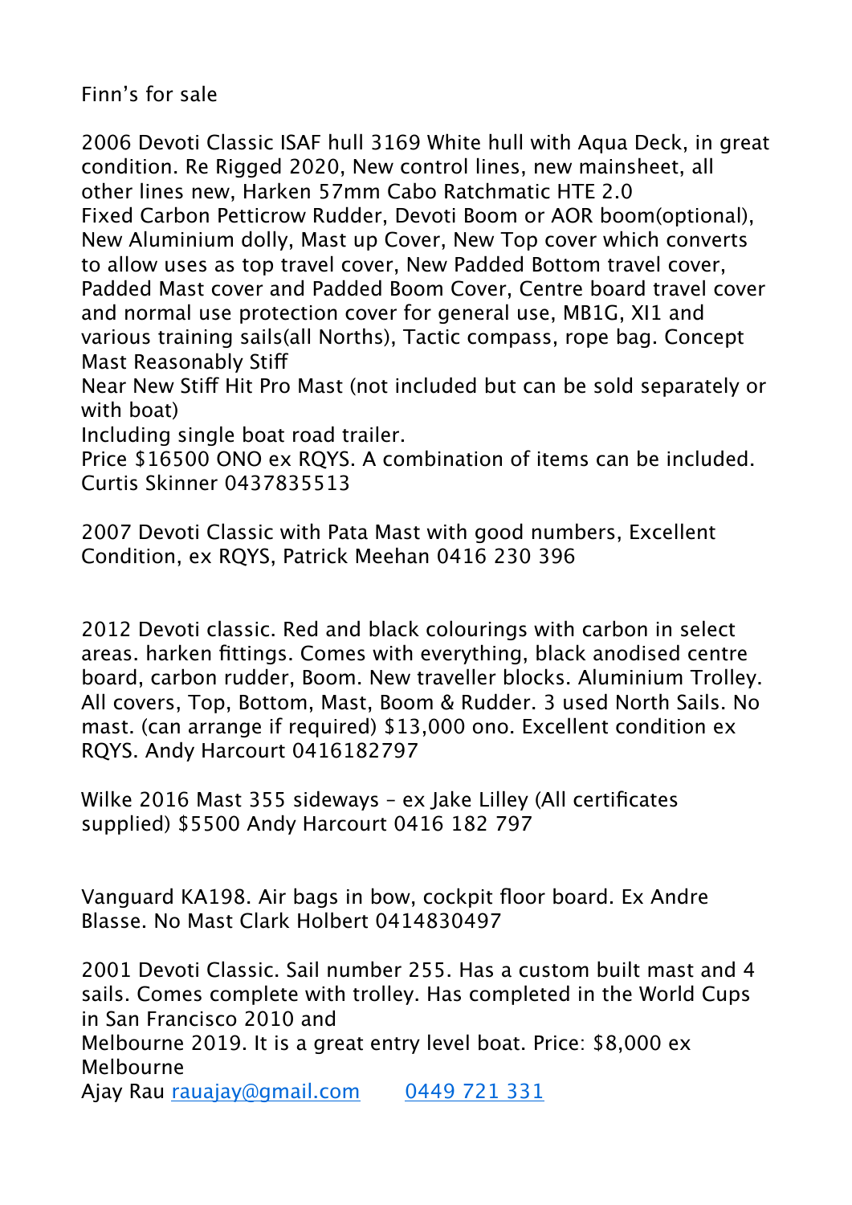Finn's for sale

2006 Devoti Classic ISAF hull 3169 White hull with Aqua Deck, in great condition. Re Rigged 2020, New control lines, new mainsheet, all other lines new, Harken 57mm Cabo Ratchmatic HTE 2.0
Fixed Carbon Petticrow Rudder, Devoti Boom or AOR boom(optional), New Aluminium dolly, Mast up Cover, New Top cover which converts to allow uses as top travel cover, New Padded Bottom travel cover, Padded Mast cover and Padded Boom Cover, Centre board travel cover and normal use protection cover for general use, MB1G, XI1 and various training sails(all Norths), Tactic compass, rope bag. Concept Mast Reasonably Stiff
Near New Stiff Hit Pro Mast (not included but can be sold separately or with boat)
Including single boat road trailer.
Price $16500 ONO ex RQYS. A combination of items can be included.
Curtis Skinner 0437835513

2007 Devoti Classic with Pata Mast with good numbers, Excellent Condition, ex RQYS, Patrick Meehan 0416 230 396

2012 Devoti classic. Red and black colourings with carbon in select areas. harken fittings. Comes with everything, black anodised centre board, carbon rudder, Boom. New traveller blocks. Aluminium Trolley. All covers, Top, Bottom, Mast, Boom & Rudder. 3 used North Sails. No mast. (can arrange if required) $13,000 ono. Excellent condition ex RQYS. Andy Harcourt 0416182797

Wilke 2016 Mast 355 sideways – ex Jake Lilley (All certificates supplied) $5500 Andy Harcourt 0416 182 797

Vanguard KA198. Air bags in bow, cockpit floor board. Ex Andre Blasse. No Mast Clark Holbert 0414830497

2001 Devoti Classic. Sail number 255. Has a custom built mast and 4 sails. Comes complete with trolley. Has completed in the World Cups in San Francisco 2010 and
Melbourne 2019. It is a great entry level boat. Price: $8,000 ex Melbourne
Ajay Rau rauajay@gmail.com 0449 721 331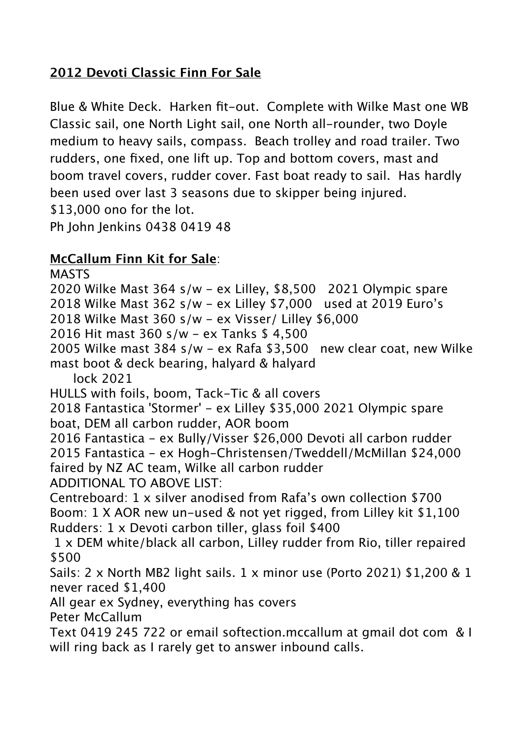**2012 Devoti Classic Finn For Sale**

Blue & White Deck. Harken fit-out. Complete with Wilke Mast one WB Classic sail, one North Light sail, one North all-rounder, two Doyle medium to heavy sails, compass. Beach trolley and road trailer. Two rudders, one fixed, one lift up. Top and bottom covers, mast and boom travel covers, rudder cover. Fast boat ready to sail. Has hardly been used over last 3 seasons due to skipper being injured.
$13,000 ono for the lot.
Ph John Jenkins 0438 0419 48

**McCallum Finn Kit for Sale**:
MASTS
2020 Wilke Mast 364 s/w - ex Lilley, $8,500 2021 Olympic spare
2018 Wilke Mast 362 s/w - ex Lilley $7,000 used at 2019 Euro's
2018 Wilke Mast 360 s/w - ex Visser/ Lilley $6,000
2016 Hit mast 360 s/w - ex Tanks $ 4,500
2005 Wilke mast 384 s/w - ex Rafa $3,500 new clear coat, new Wilke mast boot & deck bearing, halyard & halyard lock 2021
HULLS with foils, boom, Tack-Tic & all covers
2018 Fantastica 'Stormer' - ex Lilley $35,000 2021 Olympic spare boat, DEM all carbon rudder, AOR boom
2016 Fantastica - ex Bully/Visser $26,000 Devoti all carbon rudder
2015 Fantastica - ex Hogh-Christensen/Tweddell/McMillan $24,000 faired by NZ AC team, Wilke all carbon rudder
ADDITIONAL TO ABOVE LIST:
Centreboard: 1 x silver anodised from Rafa's own collection $700
Boom: 1 X AOR new un-used & not yet rigged, from Lilley kit $1,100
Rudders: 1 x Devoti carbon tiller, glass foil $400
1 x DEM white/black all carbon, Lilley rudder from Rio, tiller repaired $500
Sails: 2 x North MB2 light sails. 1 x minor use (Porto 2021) $1,200 & 1 never raced $1,400
All gear ex Sydney, everything has covers
Peter McCallum
Text 0419 245 722 or email softection.mccallum at gmail dot com & I will ring back as I rarely get to answer inbound calls.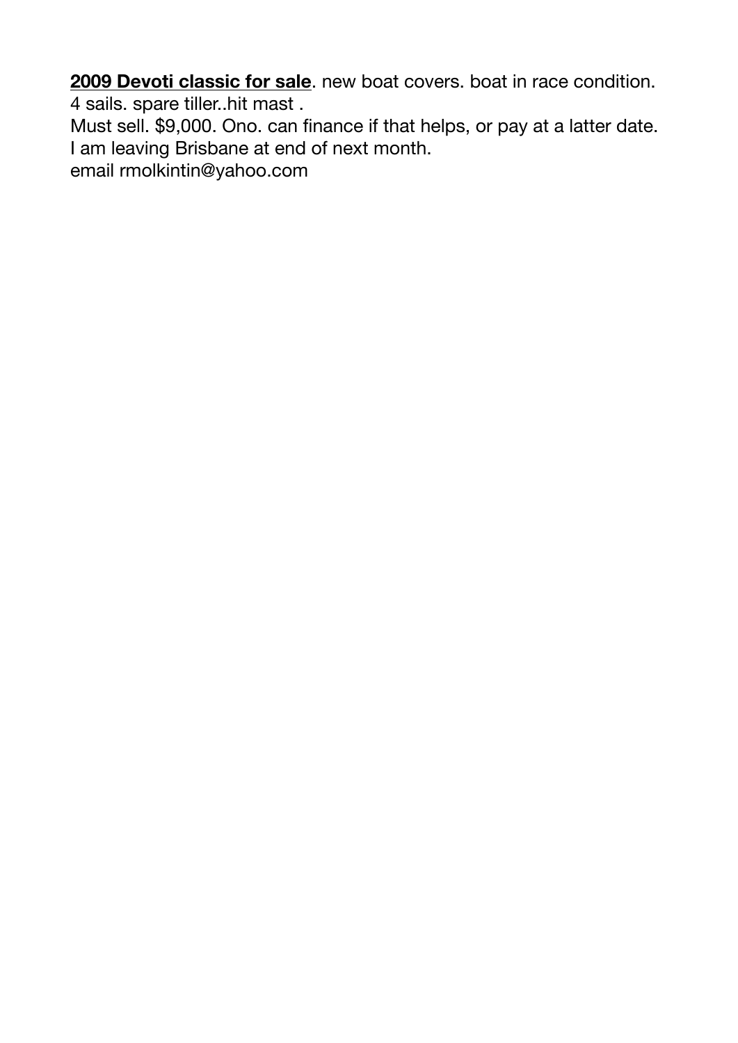**<u>2009 Devoti classic for sale</u>**. new boat covers. boat in race condition.
4 sails. spare tiller..hit mast .
Must sell. $9,000. Ono. can finance if that helps, or pay at a latter date.
I am leaving Brisbane at end of next month.
email rmolkintin@yahoo.com